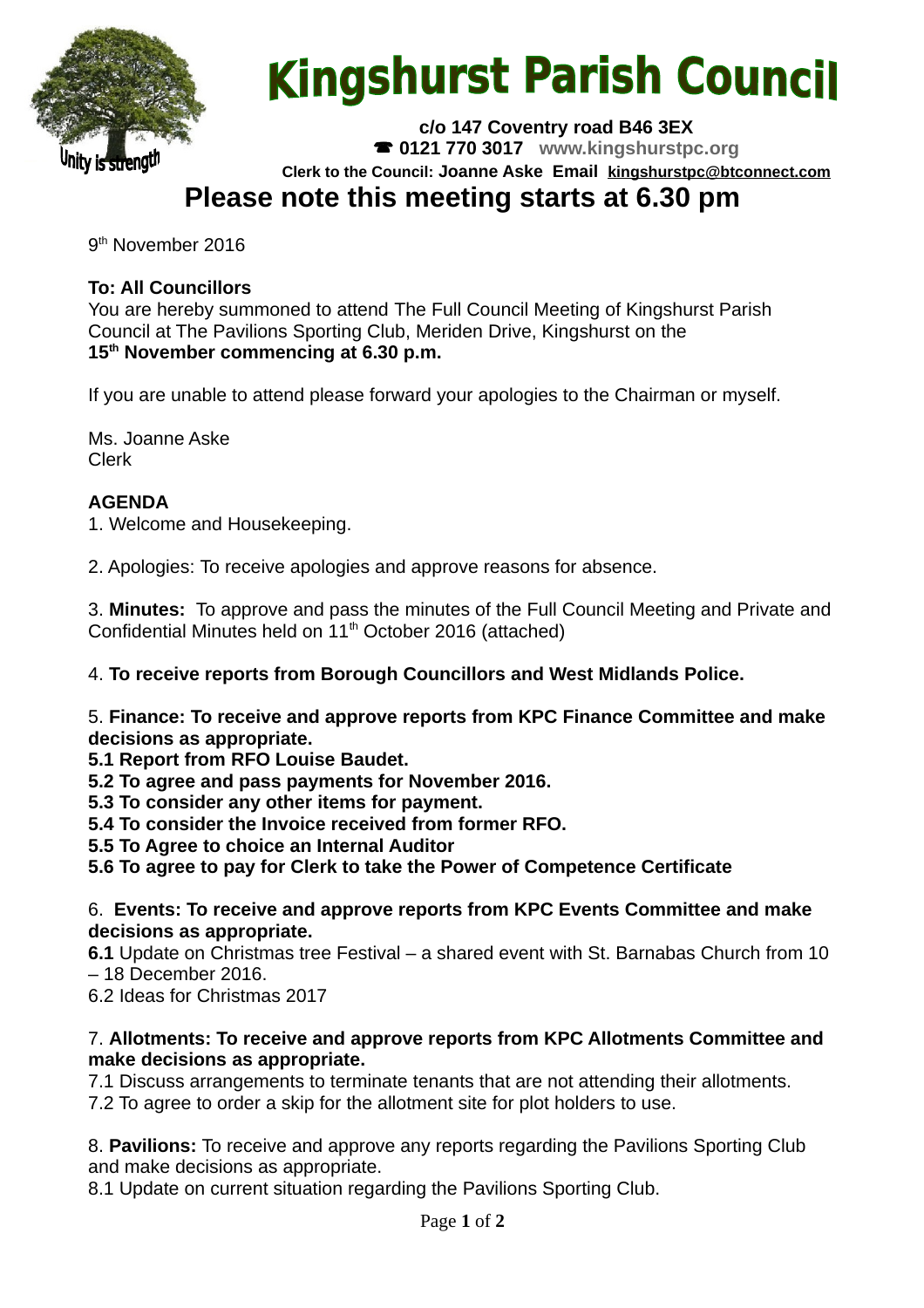# Kingshurst Parish Council

**c/o 147 Coventry road B46 3EX**
☎ **0121 770 3017** **www.kingshurstpc.org**
**Clerk to the Council: Joanne Aske Email kingshurstpc@btconnect.com**

Unity is strength

## Please note this meeting starts at 6.30 pm

9th November 2016

**To: All Councillors**
You are hereby summoned to attend The Full Council Meeting of Kingshurst Parish Council at The Pavilions Sporting Club, Meriden Drive, Kingshurst on the **15th November commencing at 6.30 p.m.**

If you are unable to attend please forward your apologies to the Chairman or myself.

Ms. Joanne Aske
Clerk

**AGENDA**

1. Welcome and Housekeeping.

2. Apologies: To receive apologies and approve reasons for absence.

3. **Minutes:** To approve and pass the minutes of the Full Council Meeting and Private and Confidential Minutes held on 11th October 2016 (attached)

4. **To receive reports from Borough Councillors and West Midlands Police.**

5. **Finance: To receive and approve reports from KPC Finance Committee and make decisions as appropriate.**
**5.1 Report from RFO Louise Baudet.**
**5.2 To agree and pass payments for November 2016.**
**5.3 To consider any other items for payment.**
**5.4 To consider the Invoice received from former RFO.**
**5.5 To Agree to choice an Internal Auditor**
**5.6 To agree to pay for Clerk to take the Power of Competence Certificate**

6. **Events: To receive and approve reports from KPC Events Committee and make decisions as appropriate.**
**6.1** Update on Christmas tree Festival – a shared event with St. Barnabas Church from 10 – 18 December 2016.
6.2 Ideas for Christmas 2017

7. **Allotments: To receive and approve reports from KPC Allotments Committee and make decisions as appropriate.**
7.1 Discuss arrangements to terminate tenants that are not attending their allotments.
7.2 To agree to order a skip for the allotment site for plot holders to use.

8. **Pavilions:** To receive and approve any reports regarding the Pavilions Sporting Club and make decisions as appropriate.
8.1 Update on current situation regarding the Pavilions Sporting Club.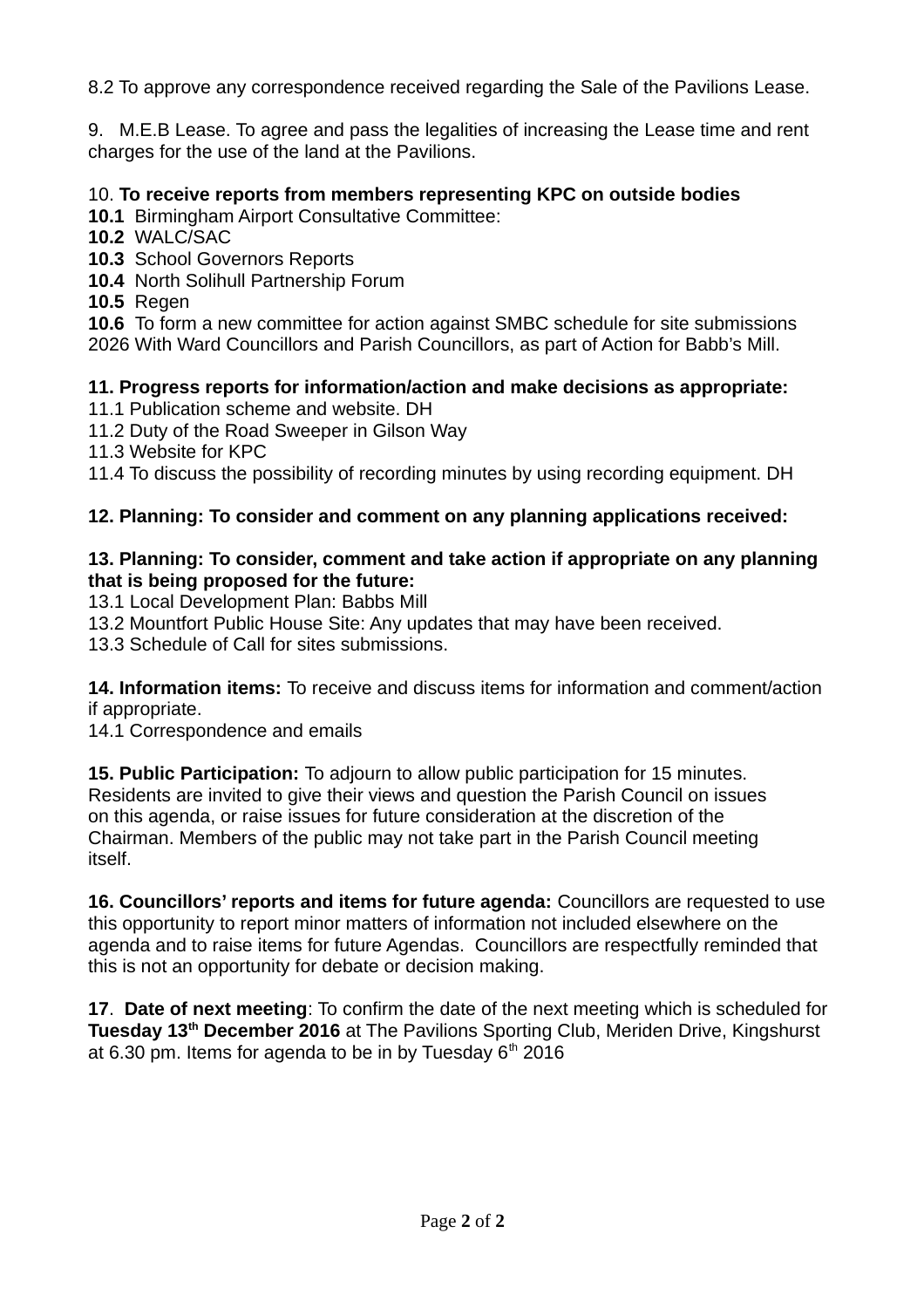8.2 To approve any correspondence received regarding the Sale of the Pavilions Lease.

9. M.E.B Lease. To agree and pass the legalities of increasing the Lease time and rent charges for the use of the land at the Pavilions.

10. **To receive reports from members representing KPC on outside bodies**

**10.1** Birmingham Airport Consultative Committee:
**10.2** WALC/SAC
**10.3** School Governors Reports
**10.4** North Solihull Partnership Forum
**10.5** Regen
**10.6** To form a new committee for action against SMBC schedule for site submissions 2026 With Ward Councillors and Parish Councillors, as part of Action for Babb's Mill.

**11. Progress reports for information/action and make decisions as appropriate:**

11.1 Publication scheme and website. DH
11.2 Duty of the Road Sweeper in Gilson Way
11.3 Website for KPC
11.4 To discuss the possibility of recording minutes by using recording equipment. DH

**12. Planning: To consider and comment on any planning applications received:**

**13. Planning: To consider, comment and take action if appropriate on any planning that is being proposed for the future:**

13.1 Local Development Plan: Babbs Mill
13.2 Mountfort Public House Site: Any updates that may have been received.
13.3 Schedule of Call for sites submissions.

**14. Information items:** To receive and discuss items for information and comment/action if appropriate.

14.1 Correspondence and emails

**15. Public Participation:** To adjourn to allow public participation for 15 minutes. Residents are invited to give their views and question the Parish Council on issues on this agenda, or raise issues for future consideration at the discretion of the Chairman. Members of the public may not take part in the Parish Council meeting itself.

**16. Councillors' reports and items for future agenda:** Councillors are requested to use this opportunity to report minor matters of information not included elsewhere on the agenda and to raise items for future Agendas. Councillors are respectfully reminded that this is not an opportunity for debate or decision making.

**17**. **Date of next meeting**: To confirm the date of the next meeting which is scheduled for **Tuesday 13th December 2016** at The Pavilions Sporting Club, Meriden Drive, Kingshurst at 6.30 pm. Items for agenda to be in by Tuesday 6th 2016